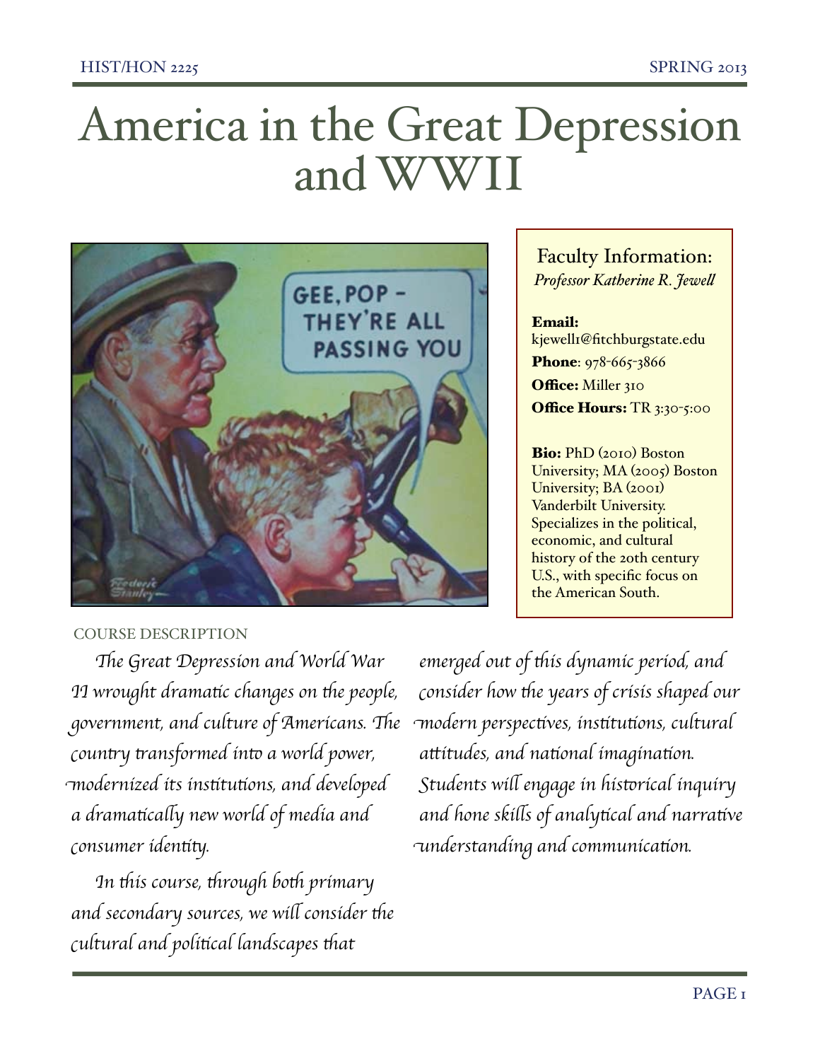# America in the Great Depression and WWII

## Faculty Information:

*Professor Katherine R. Jewell*

**Email:** kjewell1@fitchburgstate.edu

**Phone**: 978-665-3866

**Office:** Miller 310

**Office Hours:** TR 3:30-5:00

**Bio:** PhD (2010) Boston University; MA (2005) Boston University; BA (2001) Vanderbilt University. Specializes in the political, economic, and cultural history of the 20th century U.S., with specific focus on the American South.

## COURSE DESCRIPTION

*The Great Depression and World War II wrought dramatic changes on the people, government, and culture of Americans. The country transformed into a world power, modernized its institutions, and developed a dramatically new world of media and consumer identity.*

*In this course, through both primary and secondary sources, we will consider the cultural and political landscapes that emerged out of this dynamic period, and consider how the years of crisis shaped our modern perspectives, institutions, cultural attitudes, and national imagination. Students will engage in historical inquiry and hone skills of analytical and narrative understanding and communication.*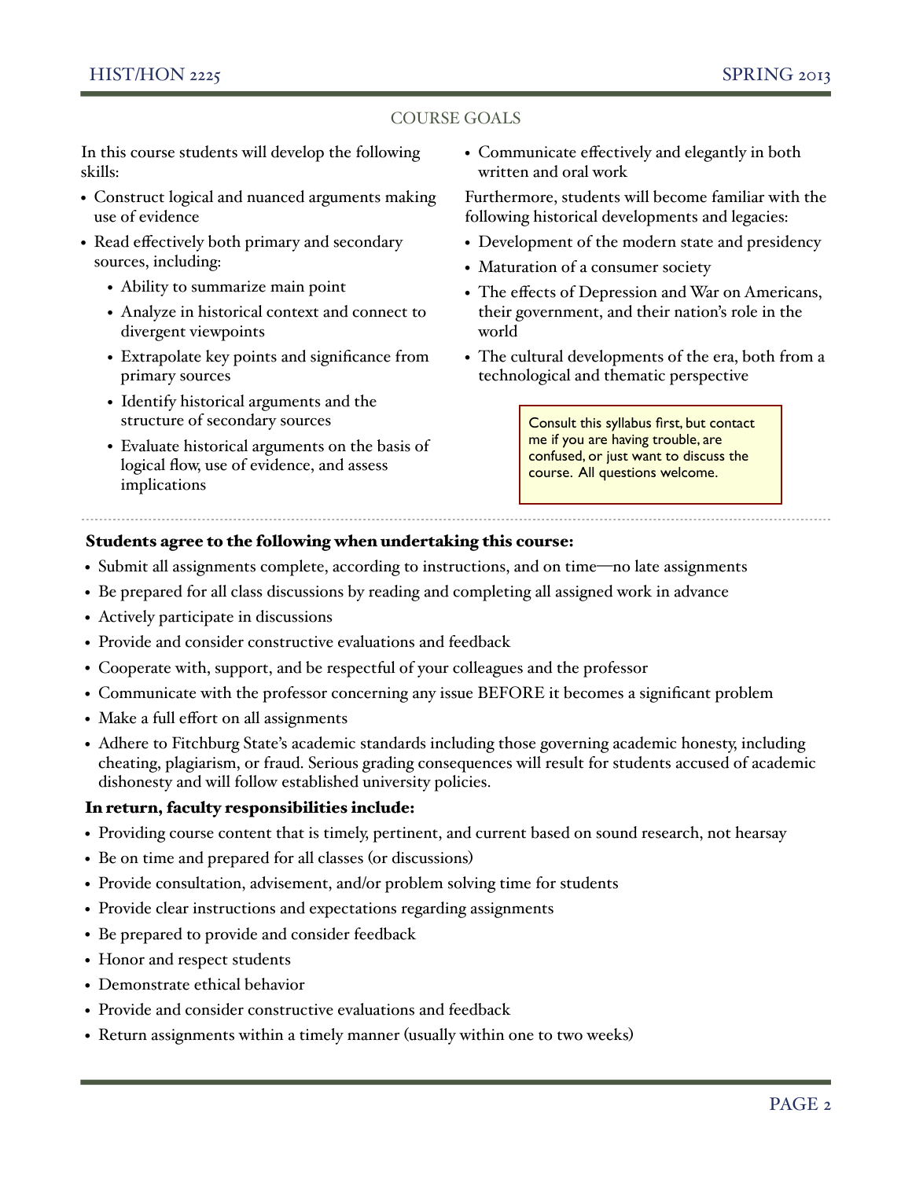## COURSE GOALS

In this course students will develop the following skills:

- Construct logical and nuanced arguments making use of evidence
- Read effectively both primary and secondary sources, including:
  - Ability to summarize main point
  - Analyze in historical context and connect to divergent viewpoints
  - Extrapolate key points and significance from primary sources
  - Identify historical arguments and the structure of secondary sources
  - Evaluate historical arguments on the basis of logical flow, use of evidence, and assess implications
- Communicate effectively and elegantly in both written and oral work

Furthermore, students will become familiar with the following historical developments and legacies:

- Development of the modern state and presidency
- Maturation of a consumer society
- The effects of Depression and War on Americans, their government, and their nation's role in the world
- The cultural developments of the era, both from a technological and thematic perspective

> Consult this syllabus first, but contact me if you are having trouble, are confused, or just want to discuss the course. All questions welcome.

**Students agree to the following when undertaking this course:**

- Submit all assignments complete, according to instructions, and on time—no late assignments
- Be prepared for all class discussions by reading and completing all assigned work in advance
- Actively participate in discussions
- Provide and consider constructive evaluations and feedback
- Cooperate with, support, and be respectful of your colleagues and the professor
- Communicate with the professor concerning any issue BEFORE it becomes a significant problem
- Make a full effort on all assignments
- Adhere to Fitchburg State's academic standards including those governing academic honesty, including cheating, plagiarism, or fraud. Serious grading consequences will result for students accused of academic dishonesty and will follow established university policies.

**In return, faculty responsibilities include:**

- Providing course content that is timely, pertinent, and current based on sound research, not hearsay
- Be on time and prepared for all classes (or discussions)
- Provide consultation, advisement, and/or problem solving time for students
- Provide clear instructions and expectations regarding assignments
- Be prepared to provide and consider feedback
- Honor and respect students
- Demonstrate ethical behavior
- Provide and consider constructive evaluations and feedback
- Return assignments within a timely manner (usually within one to two weeks)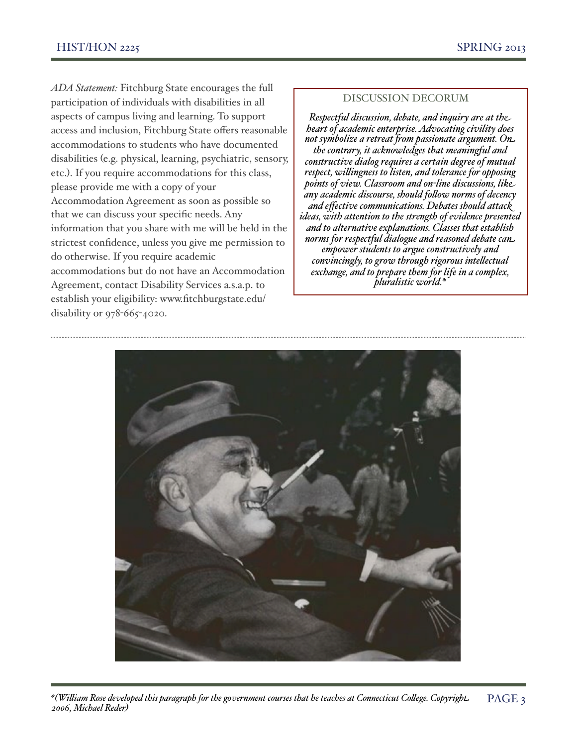*ADA Statement:* Fitchburg State encourages the full participation of individuals with disabilities in all aspects of campus living and learning. To support access and inclusion, Fitchburg State offers reasonable accommodations to students who have documented disabilities (e.g. physical, learning, psychiatric, sensory, etc.). If you require accommodations for this class, please provide me with a copy of your Accommodation Agreement as soon as possible so that we can discuss your specific needs. Any information that you share with me will be held in the strictest confidence, unless you give me permission to do otherwise. If you require academic accommodations but do not have an Accommodation Agreement, contact Disability Services a.s.a.p. to establish your eligibility: www.fitchburgstate.edu/disability or 978-665-4020.

## DISCUSSION DECORUM

*Respectful discussion, debate, and inquiry are at the heart of academic enterprise. Advocating civility does not symbolize a retreat from passionate argument. On the contrary, it acknowledges that meaningful and constructive dialog requires a certain degree of mutual respect, willingness to listen, and tolerance for opposing points of view. Classroom and on-line discussions, like any academic discourse, should follow norms of decency and effective communications. Debates should attack ideas, with attention to the strength of evidence presented and to alternative explanations. Classes that establish norms for respectful dialogue and reasoned debate can empower students to argue constructively and convincingly, to grow through rigorous intellectual exchange, and to prepare them for life in a complex, pluralistic world.\**

*\*(William Rose developed this paragraph for the government courses that he teaches at Connecticut College. Copyright 2006, Michael Reder)*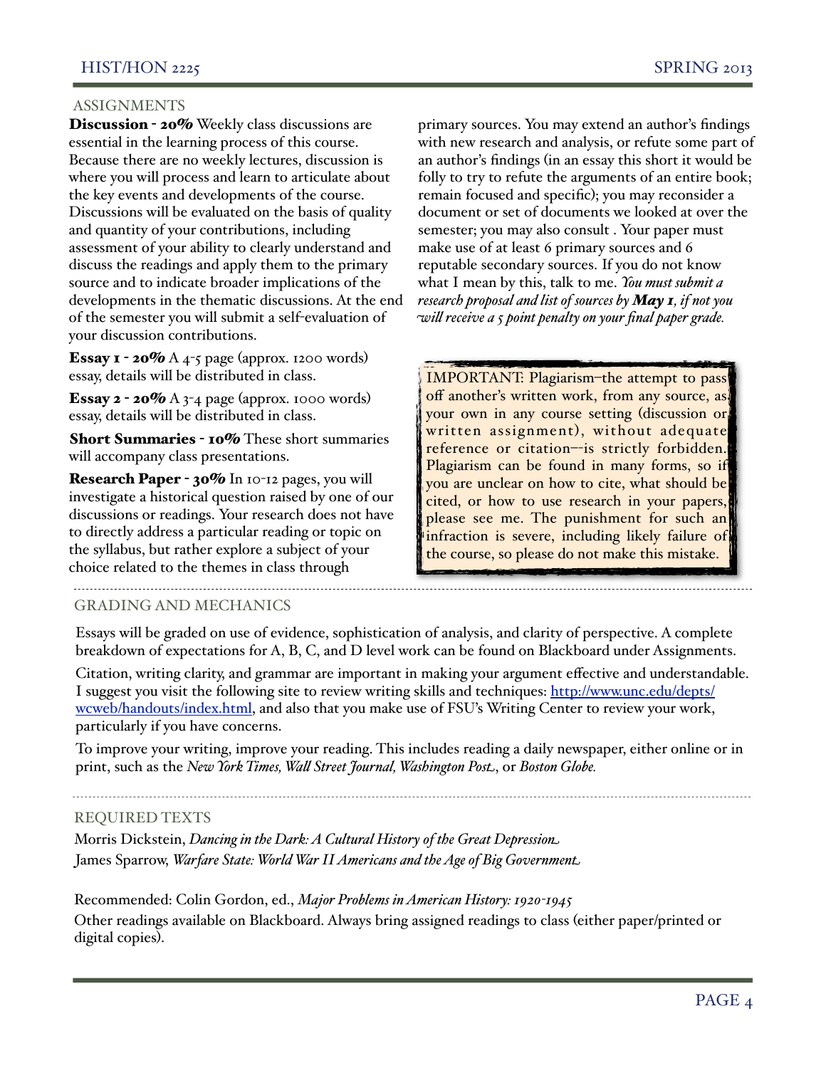## ASSIGNMENTS

**Discussion - 20%** Weekly class discussions are essential in the learning process of this course. Because there are no weekly lectures, discussion is where you will process and learn to articulate about the key events and developments of the course. Discussions will be evaluated on the basis of quality and quantity of your contributions, including assessment of your ability to clearly understand and discuss the readings and apply them to the primary source and to indicate broader implications of the developments in the thematic discussions. At the end of the semester you will submit a self-evaluation of your discussion contributions.

**Essay 1 - 20%** A 4-5 page (approx. 1200 words) essay, details will be distributed in class.

**Essay 2 - 20%** A 3-4 page (approx. 1000 words) essay, details will be distributed in class.

**Short Summaries - 10%** These short summaries will accompany class presentations.

**Research Paper - 30%** In 10-12 pages, you will investigate a historical question raised by one of our discussions or readings. Your research does not have to directly address a particular reading or topic on the syllabus, but rather explore a subject of your choice related to the themes in class through primary sources. You may extend an author's findings with new research and analysis, or refute some part of an author's findings (in an essay this short it would be folly to try to refute the arguments of an entire book; remain focused and specific); you may reconsider a document or set of documents we looked at over the semester; you may also consult . Your paper must make use of at least 6 primary sources and 6 reputable secondary sources. If you do not know what I mean by this, talk to me. *You must submit a research proposal and list of sources by **May 1**, if not you will receive a 5 point penalty on your final paper grade.*

> IMPORTANT: Plagiarism—the attempt to pass off another's written work, from any source, as your own in any course setting (discussion or written assignment), without adequate reference or citation—is strictly forbidden. Plagiarism can be found in many forms, so if you are unclear on how to cite, what should be cited, or how to use research in your papers, please see me. The punishment for such an infraction is severe, including likely failure of the course, so please do not make this mistake.

## GRADING AND MECHANICS

Essays will be graded on use of evidence, sophistication of analysis, and clarity of perspective. A complete breakdown of expectations for A, B, C, and D level work can be found on Blackboard under Assignments.

Citation, writing clarity, and grammar are important in making your argument effective and understandable. I suggest you visit the following site to review writing skills and techniques: [http://www.unc.edu/depts/wcweb/handouts/index.html](http://www.unc.edu/depts/wcweb/handouts/index.html), and also that you make use of FSU's Writing Center to review your work, particularly if you have concerns.

To improve your writing, improve your reading. This includes reading a daily newspaper, either online or in print, such as the *New York Times, Wall Street Journal, Washington Post*, or *Boston Globe.*

## REQUIRED TEXTS

Morris Dickstein, *Dancing in the Dark: A Cultural History of the Great Depression*

James Sparrow, *Warfare State: World War II Americans and the Age of Big Government*

Recommended: Colin Gordon, ed., *Major Problems in American History: 1920-1945*

Other readings available on Blackboard. Always bring assigned readings to class (either paper/printed or digital copies).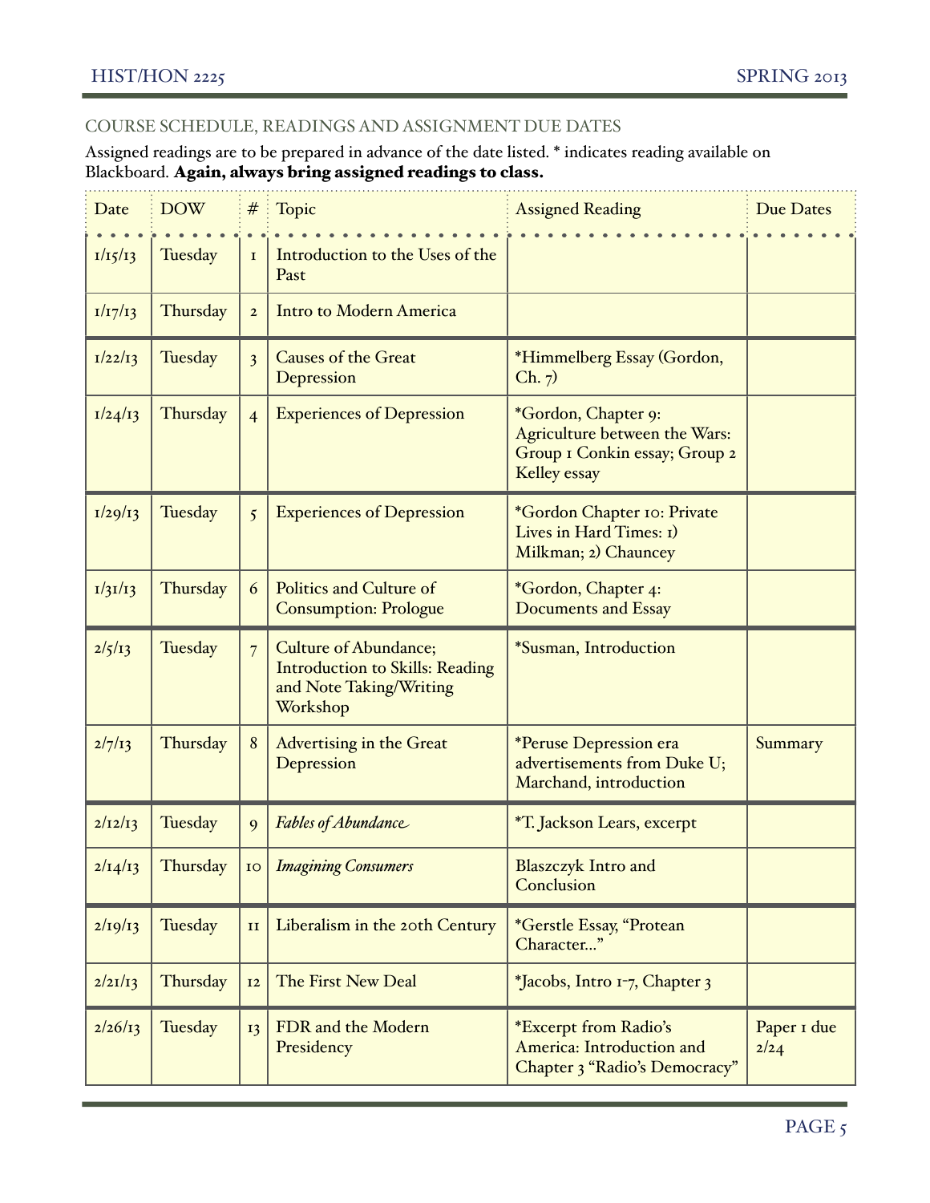## COURSE SCHEDULE, READINGS AND ASSIGNMENT DUE DATES

Assigned readings are to be prepared in advance of the date listed. * indicates reading available on Blackboard. **Again, always bring assigned readings to class.**

| Date | DOW | # | Topic | Assigned Reading | Due Dates |
|---|---|---|---|---|---|
| 1/15/13 | Tuesday | 1 | Introduction to the Uses of the Past | | |
| 1/17/13 | Thursday | 2 | Intro to Modern America | | |
| 1/22/13 | Tuesday | 3 | Causes of the Great Depression | *Himmelberg Essay (Gordon, Ch. 7) | |
| 1/24/13 | Thursday | 4 | Experiences of Depression | *Gordon, Chapter 9: Agriculture between the Wars: Group 1 Conkin essay; Group 2 Kelley essay | |
| 1/29/13 | Tuesday | 5 | Experiences of Depression | *Gordon Chapter 10: Private Lives in Hard Times: 1) Milkman; 2) Chauncey | |
| 1/31/13 | Thursday | 6 | Politics and Culture of Consumption: Prologue | *Gordon, Chapter 4: Documents and Essay | |
| 2/5/13 | Tuesday | 7 | Culture of Abundance; Introduction to Skills: Reading and Note Taking/Writing Workshop | *Susman, Introduction | |
| 2/7/13 | Thursday | 8 | Advertising in the Great Depression | *Peruse Depression era advertisements from Duke U; Marchand, introduction | Summary |
| 2/12/13 | Tuesday | 9 | *Fables of Abundance* | *T. Jackson Lears, excerpt | |
| 2/14/13 | Thursday | 10 | *Imagining Consumers* | Blaszczyk Intro and Conclusion | |
| 2/19/13 | Tuesday | 11 | Liberalism in the 20th Century | *Gerstle Essay, "Protean Character..." | |
| 2/21/13 | Thursday | 12 | The First New Deal | *Jacobs, Intro 1-7, Chapter 3 | |
| 2/26/13 | Tuesday | 13 | FDR and the Modern Presidency | *Excerpt from Radio's America: Introduction and Chapter 3 "Radio's Democracy" | Paper 1 due 2/24 |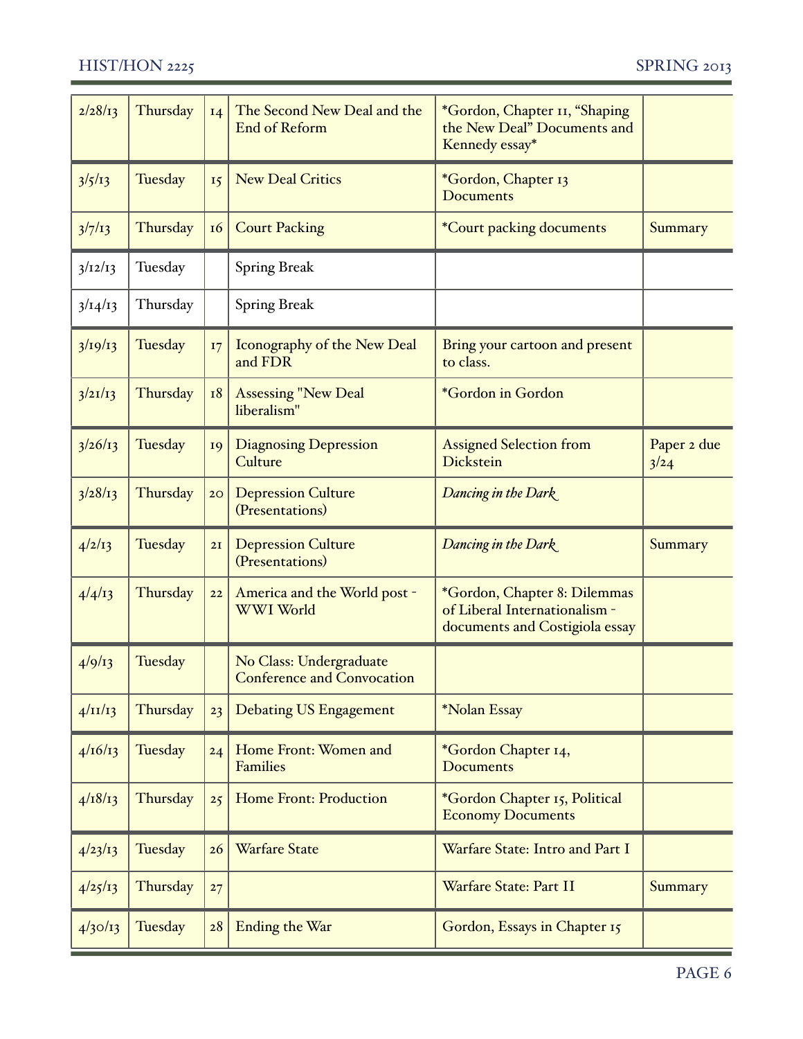| | | | | | |
|---|---|---|---|---|---|
| 2/28/13 | Thursday | 14 | The Second New Deal and the End of Reform | *Gordon, Chapter 11, "Shaping the New Deal" Documents and Kennedy essay* | |
| 3/5/13 | Tuesday | 15 | New Deal Critics | *Gordon, Chapter 13 Documents | |
| 3/7/13 | Thursday | 16 | Court Packing | *Court packing documents | Summary |
| 3/12/13 | Tuesday | | Spring Break | | |
| 3/14/13 | Thursday | | Spring Break | | |
| 3/19/13 | Tuesday | 17 | Iconography of the New Deal and FDR | Bring your cartoon and present to class. | |
| 3/21/13 | Thursday | 18 | Assessing "New Deal liberalism" | *Gordon in Gordon | |
| 3/26/13 | Tuesday | 19 | Diagnosing Depression Culture | Assigned Selection from Dickstein | Paper 2 due 3/24 |
| 3/28/13 | Thursday | 20 | Depression Culture (Presentations) | *Dancing in the Dark* | |
| 4/2/13 | Tuesday | 21 | Depression Culture (Presentations) | *Dancing in the Dark* | Summary |
| 4/4/13 | Thursday | 22 | America and the World post - WWI World | *Gordon, Chapter 8: Dilemmas of Liberal Internationalism - documents and Costigiola essay | |
| 4/9/13 | Tuesday | | No Class: Undergraduate Conference and Convocation | | |
| 4/11/13 | Thursday | 23 | Debating US Engagement | *Nolan Essay | |
| 4/16/13 | Tuesday | 24 | Home Front: Women and Families | *Gordon Chapter 14, Documents | |
| 4/18/13 | Thursday | 25 | Home Front: Production | *Gordon Chapter 15, Political Economy Documents | |
| 4/23/13 | Tuesday | 26 | Warfare State | Warfare State: Intro and Part I | |
| 4/25/13 | Thursday | 27 | | Warfare State: Part II | Summary |
| 4/30/13 | Tuesday | 28 | Ending the War | Gordon, Essays in Chapter 15 | |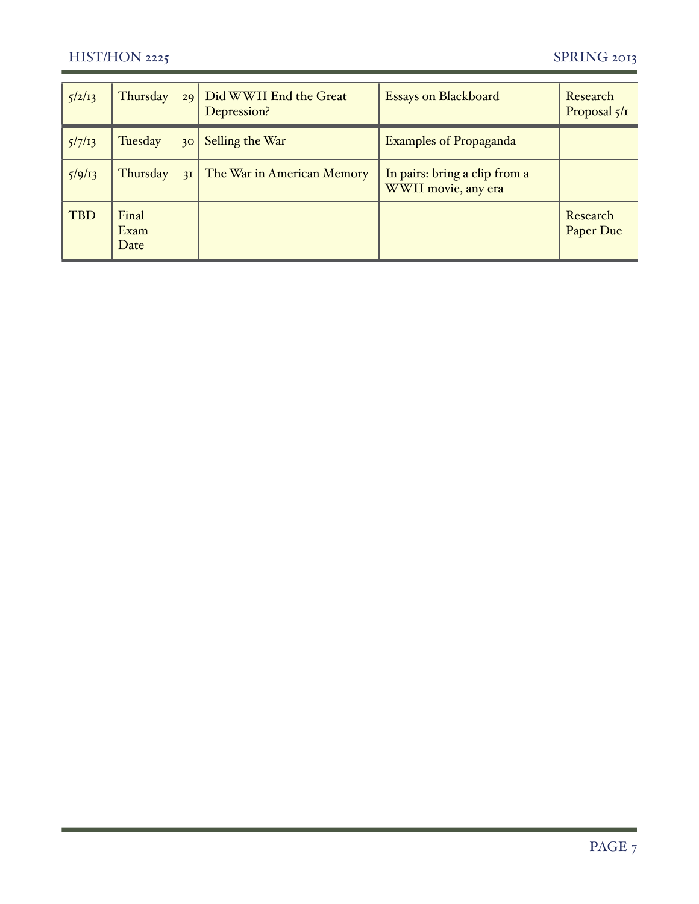| | | | | | |
|---|---|---|---|---|---|
| 5/2/13 | Thursday | 29 | Did WWII End the Great Depression? | Essays on Blackboard | Research Proposal 5/1 |
| 5/7/13 | Tuesday | 30 | Selling the War | Examples of Propaganda | |
| 5/9/13 | Thursday | 31 | The War in American Memory | In pairs: bring a clip from a WWII movie, any era | |
| TBD | Final Exam Date | | | | Research Paper Due |